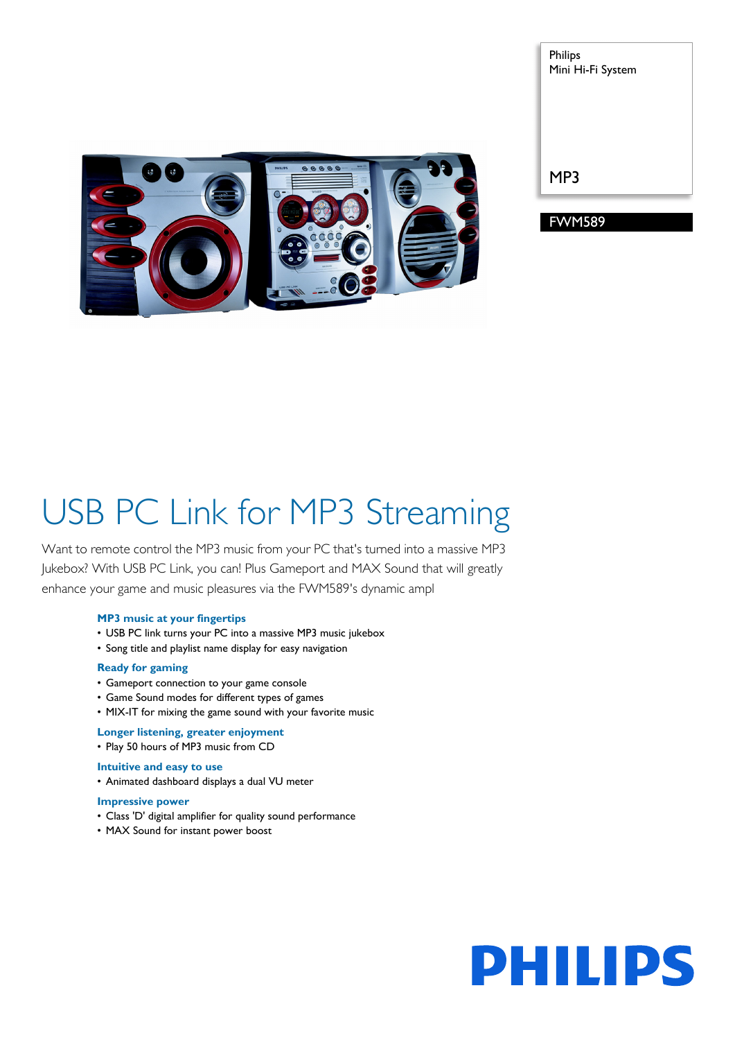Philips
Mini Hi-Fi System

MP3

FWM589

# USB PC Link for MP3 Streaming

Want to remote control the MP3 music from your PC that's turned into a massive MP3 Jukebox? With USB PC Link, you can! Plus Gameport and MAX Sound that will greatly enhance your game and music pleasures via the FWM589's dynamic ampl

### MP3 music at your fingertips

- USB PC link turns your PC into a massive MP3 music jukebox
- Song title and playlist name display for easy navigation

### Ready for gaming

- Gameport connection to your game console
- Game Sound modes for different types of games
- MIX-IT for mixing the game sound with your favorite music

### Longer listening, greater enjoyment

- Play 50 hours of MP3 music from CD

### Intuitive and easy to use

- Animated dashboard displays a dual VU meter

### Impressive power

- Class 'D' digital amplifier for quality sound performance
- MAX Sound for instant power boost

PHILIPS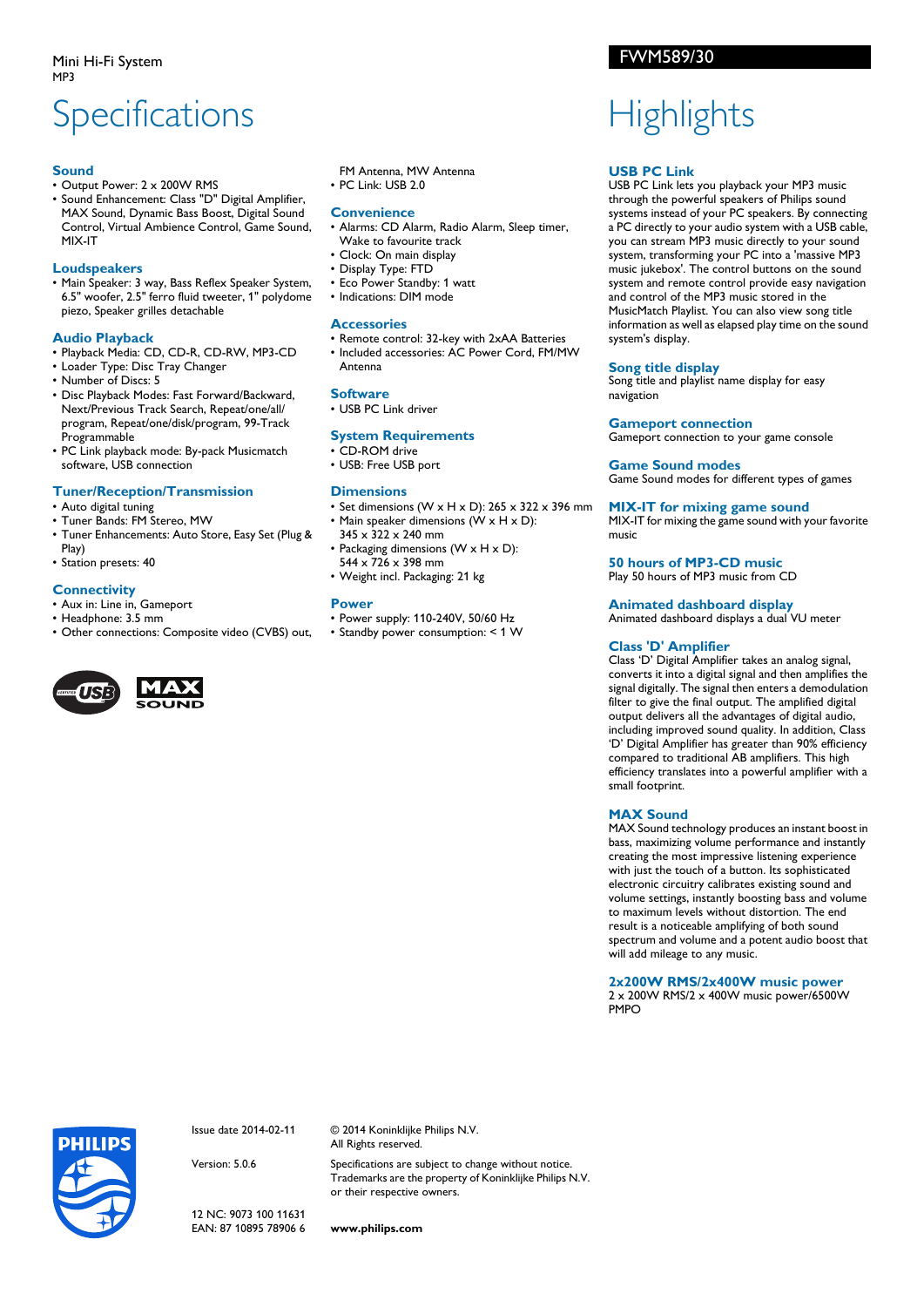Mini Hi-Fi System
MP3

FWM589/30

# Specifications

## Sound

- Output Power: 2 x 200W RMS
- Sound Enhancement: Class "D" Digital Amplifier, MAX Sound, Dynamic Bass Boost, Digital Sound Control, Virtual Ambience Control, Game Sound, MIX-IT

## Loudspeakers

- Main Speaker: 3 way, Bass Reflex Speaker System, 6.5" woofer, 2.5" ferro fluid tweeter, 1" polydome piezo, Speaker grilles detachable

## Audio Playback

- Playback Media: CD, CD-R, CD-RW, MP3-CD
- Loader Type: Disc Tray Changer
- Number of Discs: 5
- Disc Playback Modes: Fast Forward/Backward, Next/Previous Track Search, Repeat/one/all/program, Repeat/one/disk/program, 99-Track Programmable
- PC Link playback mode: By-pack Musicmatch software, USB connection

## Tuner/Reception/Transmission

- Auto digital tuning
- Tuner Bands: FM Stereo, MW
- Tuner Enhancements: Auto Store, Easy Set (Plug & Play)
- Station presets: 40

## Connectivity

- Aux in: Line in, Gameport
- Headphone: 3.5 mm
- Other connections: Composite video (CVBS) out, FM Antenna, MW Antenna
- PC Link: USB 2.0

## Convenience

- Alarms: CD Alarm, Radio Alarm, Sleep timer, Wake to favourite track
- Clock: On main display
- Display Type: FTD
- Eco Power Standby: 1 watt
- Indications: DIM mode

## Accessories

- Remote control: 32-key with 2xAA Batteries
- Included accessories: AC Power Cord, FM/MW Antenna

## Software

- USB PC Link driver

## System Requirements

- CD-ROM drive
- USB: Free USB port

## Dimensions

- Set dimensions (W x H x D): 265 x 322 x 396 mm
- Main speaker dimensions (W x H x D): 345 x 322 x 240 mm
- Packaging dimensions (W x H x D): 544 x 726 x 398 mm
- Weight incl. Packaging: 21 kg

## Power

- Power supply: 110-240V, 50/60 Hz
- Standby power consumption: < 1 W

# Highlights

## USB PC Link

USB PC Link lets you playback your MP3 music through the powerful speakers of Philips sound systems instead of your PC speakers. By connecting a PC directly to your audio system with a USB cable, you can stream MP3 music directly to your sound system, transforming your PC into a 'massive MP3 music jukebox'. The control buttons on the sound system and remote control provide easy navigation and control of the MP3 music stored in the MusicMatch Playlist. You can also view song title information as well as elapsed play time on the sound system's display.

## Song title display

Song title and playlist name display for easy navigation

## Gameport connection

Gameport connection to your game console

## Game Sound modes

Game Sound modes for different types of games

## MIX-IT for mixing game sound

MIX-IT for mixing the game sound with your favorite music

## 50 hours of MP3-CD music

Play 50 hours of MP3 music from CD

## Animated dashboard display

Animated dashboard displays a dual VU meter

## Class 'D' Amplifier

Class 'D' Digital Amplifier takes an analog signal, converts it into a digital signal and then amplifies the signal digitally. The signal then enters a demodulation filter to give the final output. The amplified digital output delivers all the advantages of digital audio, including improved sound quality. In addition, Class 'D' Digital Amplifier has greater than 90% efficiency compared to traditional AB amplifiers. This high efficiency translates into a powerful amplifier with a small footprint.

## MAX Sound

MAX Sound technology produces an instant boost in bass, maximizing volume performance and instantly creating the most impressive listening experience with just the touch of a button. Its sophisticated electronic circuitry calibrates existing sound and volume settings, instantly boosting bass and volume to maximum levels without distortion. The end result is a noticeable amplifying of both sound spectrum and volume and a potent audio boost that will add mileage to any music.

## 2x200W RMS/2x400W music power

2 x 200W RMS/2 x 400W music power/6500W PMPO

Issue date 2014-02-11

Version: 5.0.6

12 NC: 9073 100 11631
EAN: 87 10895 78906 6

© 2014 Koninklijke Philips N.V.
All Rights reserved.

Specifications are subject to change without notice. Trademarks are the property of Koninklijke Philips N.V. or their respective owners.

**www.philips.com**